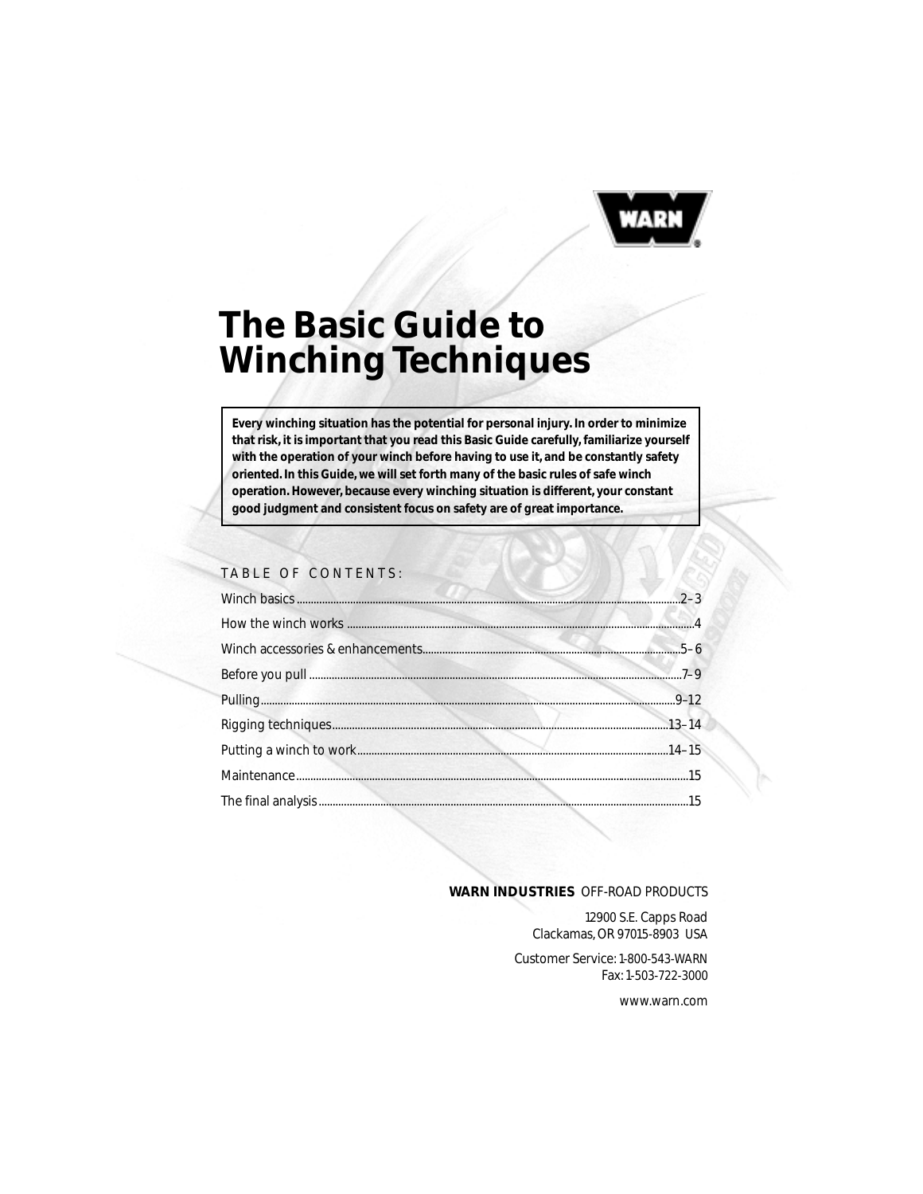WARN

# The Basic Guide to Winching Techniques

**Every winching situation has the potential for personal injury. In order to minimize that risk, it is important that you read this Basic Guide carefully, familiarize yourself with the operation of your winch before having to use it, and be constantly safety oriented. In this Guide, we will set forth many of the basic rules of safe winch operation. However, because every winching situation is different, your constant good judgment and consistent focus on safety are of great importance.**

TABLE OF CONTENTS:

| | |
|---|---|
| Winch basics | 2–3 |
| How the winch works | 4 |
| Winch accessories & enhancements | 5–6 |
| Before you pull | 7–9 |
| Pulling | 9–12 |
| Rigging techniques | 13–14 |
| Putting a winch to work | 14–15 |
| Maintenance | 15 |
| The final analysis | 15 |

**WARN INDUSTRIES** OFF-ROAD PRODUCTS

12900 S.E. Capps Road
Clackamas, OR 97015-8903 USA

Customer Service: 1-800-543-WARN
Fax: 1-503-722-3000

www.warn.com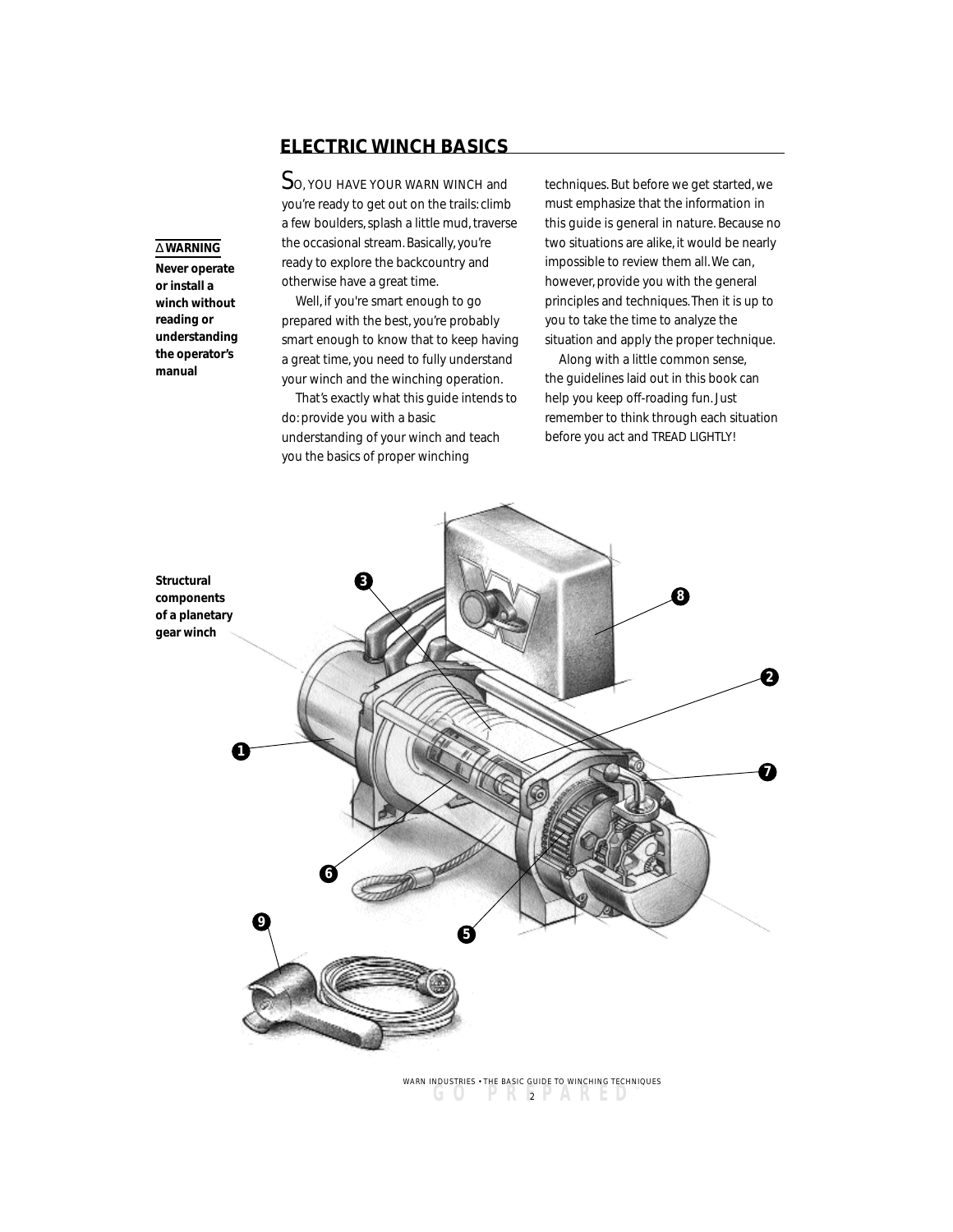## ELECTRIC WINCH BASICS

△ **WARNING**

**Never operate or install a winch without reading or understanding the operator's manual**

SO, YOU HAVE YOUR WARN WINCH and you're ready to get out on the trails: climb a few boulders, splash a little mud, traverse the occasional stream. Basically, you're ready to explore the backcountry and otherwise have a great time.

Well, if you're smart enough to go prepared with the best, you're probably smart enough to know that to keep having a great time, you need to fully understand your winch and the winching operation.

That's exactly what this guide intends to do: provide you with a basic understanding of your winch and teach you the basics of proper winching techniques. But before we get started, we must emphasize that the information in this guide is general in nature. Because no two situations are alike, it would be nearly impossible to review them all. We can, however, provide you with the general principles and techniques. Then it is up to you to take the time to analyze the situation and apply the proper technique.

Along with a little common sense, the guidelines laid out in this book can help you keep off-roading fun. Just remember to think through each situation before you act and TREAD LIGHTLY!

**Structural components of a planetary gear winch**

3, 8, 2, 1, 7, 6, 9, 5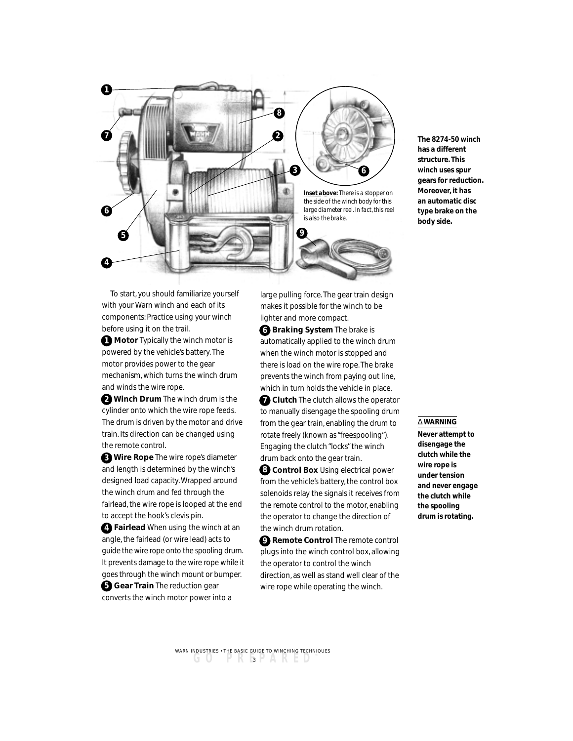**Inset above:** There is a stopper on the side of the winch body for this large diameter reel. In fact, this reel is also the brake.

**The 8274-50 winch has a different structure. This winch uses spur gears for reduction. Moreover, it has an automatic disc type brake on the body side.**

To start, you should familiarize yourself with your Warn winch and each of its components: Practice using your winch before using it on the trail.

**1 Motor** Typically the winch motor is powered by the vehicle's battery. The motor provides power to the gear mechanism, which turns the winch drum and winds the wire rope.

**2 Winch Drum** The winch drum is the cylinder onto which the wire rope feeds. The drum is driven by the motor and drive train. Its direction can be changed using the remote control.

**3 Wire Rope** The wire rope's diameter and length is determined by the winch's designed load capacity. Wrapped around the winch drum and fed through the fairlead, the wire rope is looped at the end to accept the hook's clevis pin.

**4 Fairlead** When using the winch at an angle, the fairlead (or wire lead) acts to guide the wire rope onto the spooling drum. It prevents damage to the wire rope while it goes through the winch mount or bumper.

**5 Gear Train** The reduction gear converts the winch motor power into a large pulling force. The gear train design makes it possible for the winch to be lighter and more compact.

**6 Braking System** The brake is automatically applied to the winch drum when the winch motor is stopped and there is load on the wire rope. The brake prevents the winch from paying out line, which in turn holds the vehicle in place.

**7 Clutch** The clutch allows the operator to manually disengage the spooling drum from the gear train, enabling the drum to rotate freely (known as "freespooling"). Engaging the clutch "locks" the winch drum back onto the gear train.

**8 Control Box** Using electrical power from the vehicle's battery, the control box solenoids relay the signals it receives from the remote control to the motor, enabling the operator to change the direction of the winch drum rotation.

**9 Remote Control** The remote control plugs into the winch control box, allowing the operator to control the winch direction, as well as stand well clear of the wire rope while operating the winch.

**⚠ WARNING**

**Never attempt to disengage the clutch while the wire rope is under tension and never engage the clutch while the spooling drum is rotating.**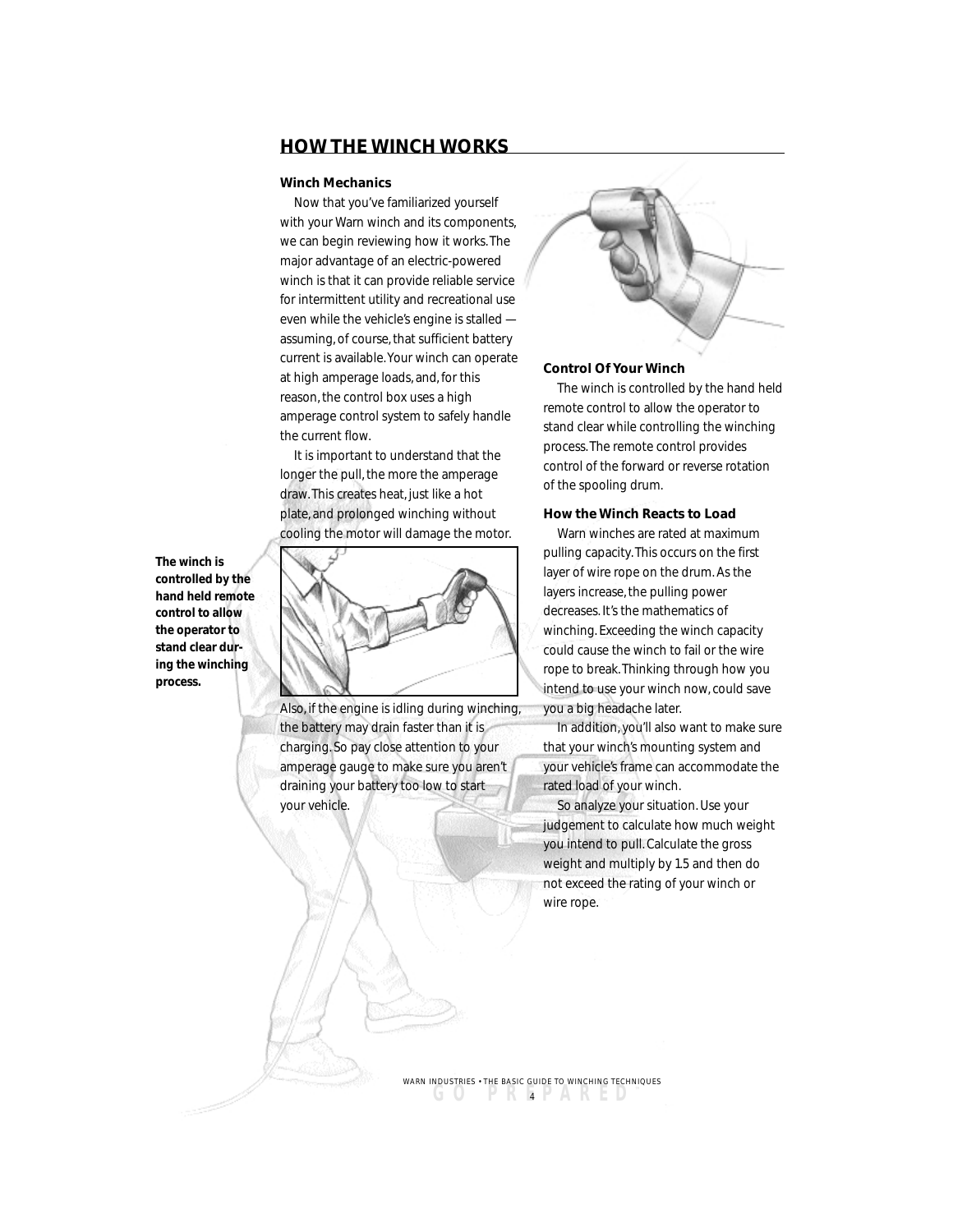## HOW THE WINCH WORKS

### Winch Mechanics

Now that you've familiarized yourself with your Warn winch and its components, we can begin reviewing how it works. The major advantage of an electric-powered winch is that it can provide reliable service for intermittent utility and recreational use even while the vehicle's engine is stalled — assuming, of course, that sufficient battery current is available. Your winch can operate at high amperage loads, and, for this reason, the control box uses a high amperage control system to safely handle the current flow.

It is important to understand that the longer the pull, the more the amperage draw. This creates heat, just like a hot plate, and prolonged winching without cooling the motor will damage the motor.

**The winch is controlled by the hand held remote control to allow the operator to stand clear during the winching process.**

Also, if the engine is idling during winching, the battery may drain faster than it is charging. So pay close attention to your amperage gauge to make sure you aren't draining your battery too low to start your vehicle.

### Control Of Your Winch

The winch is controlled by the hand held remote control to allow the operator to stand clear while controlling the winching process. The remote control provides control of the forward or reverse rotation of the spooling drum.

### How the Winch Reacts to Load

Warn winches are rated at maximum pulling capacity. This occurs on the first layer of wire rope on the drum. As the layers increase, the pulling power decreases. It's the mathematics of winching. Exceeding the winch capacity could cause the winch to fail or the wire rope to break. Thinking through how you intend to use your winch now, could save you a big headache later.

In addition, you'll also want to make sure that your winch's mounting system and your vehicle's frame can accommodate the rated load of your winch.

So analyze your situation. Use your judgement to calculate how much weight you intend to pull. Calculate the gross weight and multiply by 1.5 and then do not exceed the rating of your winch or wire rope.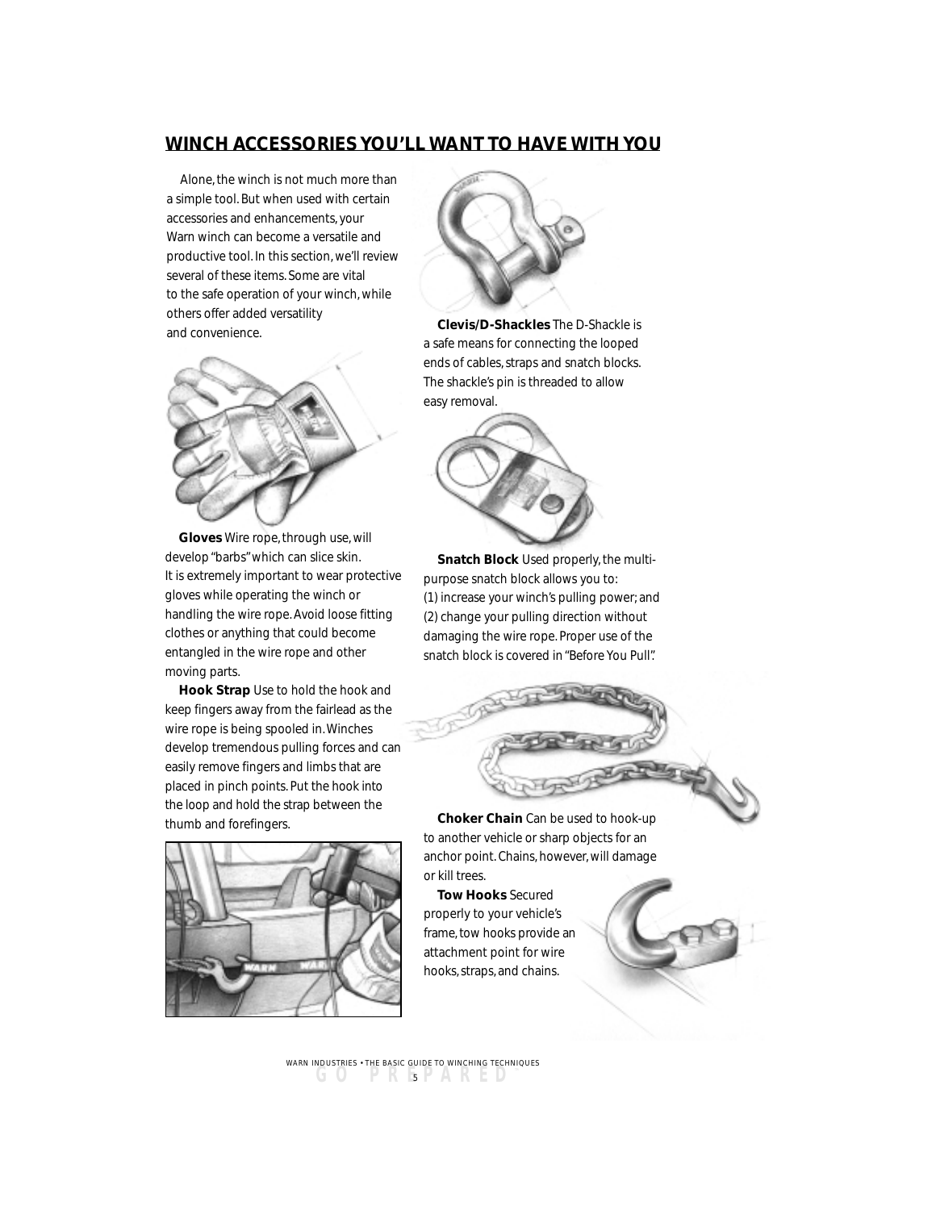## WINCH ACCESSORIES YOU'LL WANT TO HAVE WITH YOU

Alone, the winch is not much more than a simple tool. But when used with certain accessories and enhancements, your Warn winch can become a versatile and productive tool. In this section, we'll review several of these items. Some are vital to the safe operation of your winch, while others offer added versatility and convenience.

**Gloves** Wire rope, through use, will develop "barbs" which can slice skin. It is extremely important to wear protective gloves while operating the winch or handling the wire rope. Avoid loose fitting clothes or anything that could become entangled in the wire rope and other moving parts.

**Hook Strap** Use to hold the hook and keep fingers away from the fairlead as the wire rope is being spooled in. Winches develop tremendous pulling forces and can easily remove fingers and limbs that are placed in pinch points. Put the hook into the loop and hold the strap between the thumb and forefingers.

**Clevis/D-Shackles** The D-Shackle is a safe means for connecting the looped ends of cables, straps and snatch blocks. The shackle's pin is threaded to allow easy removal.

**Snatch Block** Used properly, the multi-purpose snatch block allows you to: (1) increase your winch's pulling power; and (2) change your pulling direction without damaging the wire rope. Proper use of the snatch block is covered in "Before You Pull".

**Choker Chain** Can be used to hook-up to another vehicle or sharp objects for an anchor point. Chains, however, will damage or kill trees.

**Tow Hooks** Secured properly to your vehicle's frame, tow hooks provide an attachment point for wire hooks, straps, and chains.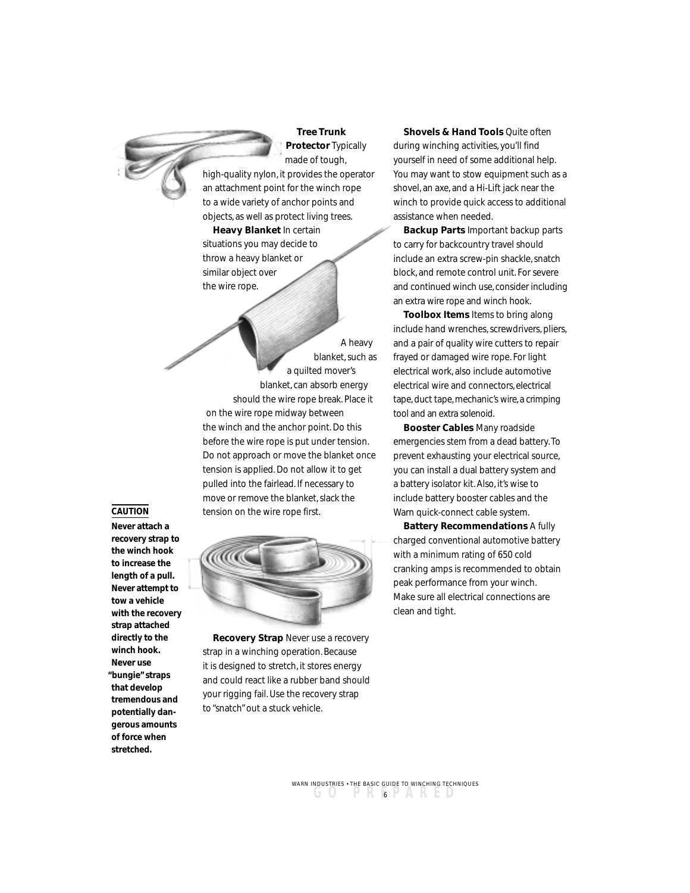**Tree Trunk Protector** Typically made of tough, high-quality nylon, it provides the operator an attachment point for the winch rope to a wide variety of anchor points and objects, as well as protect living trees.

**Heavy Blanket** In certain situations you may decide to throw a heavy blanket or similar object over the wire rope.

A heavy blanket, such as a quilted mover's blanket, can absorb energy should the wire rope break. Place it on the wire rope midway between the winch and the anchor point. Do this before the wire rope is put under tension. Do not approach or move the blanket once tension is applied. Do not allow it to get pulled into the fairlead. If necessary to move or remove the blanket, slack the tension on the wire rope first.

**CAUTION**

**Never attach a recovery strap to the winch hook to increase the length of a pull. Never attempt to tow a vehicle with the recovery strap attached directly to the winch hook. Never use "bungie" straps that develop tremendous and potentially dangerous amounts of force when stretched.**

**Recovery Strap** Never use a recovery strap in a winching operation. Because it is designed to stretch, it stores energy and could react like a rubber band should your rigging fail. Use the recovery strap to "snatch" out a stuck vehicle.

**Shovels & Hand Tools** Quite often during winching activities, you'll find yourself in need of some additional help. You may want to stow equipment such as a shovel, an axe, and a Hi-Lift jack near the winch to provide quick access to additional assistance when needed.

**Backup Parts** Important backup parts to carry for backcountry travel should include an extra screw-pin shackle, snatch block, and remote control unit. For severe and continued winch use, consider including an extra wire rope and winch hook.

**Toolbox Items** Items to bring along include hand wrenches, screwdrivers, pliers, and a pair of quality wire cutters to repair frayed or damaged wire rope. For light electrical work, also include automotive electrical wire and connectors, electrical tape, duct tape, mechanic's wire, a crimping tool and an extra solenoid.

**Booster Cables** Many roadside emergencies stem from a dead battery. To prevent exhausting your electrical source, you can install a dual battery system and a battery isolator kit. Also, it's wise to include battery booster cables and the Warn quick-connect cable system.

**Battery Recommendations** A fully charged conventional automotive battery with a minimum rating of 650 cold cranking amps is recommended to obtain peak performance from your winch. Make sure all electrical connections are clean and tight.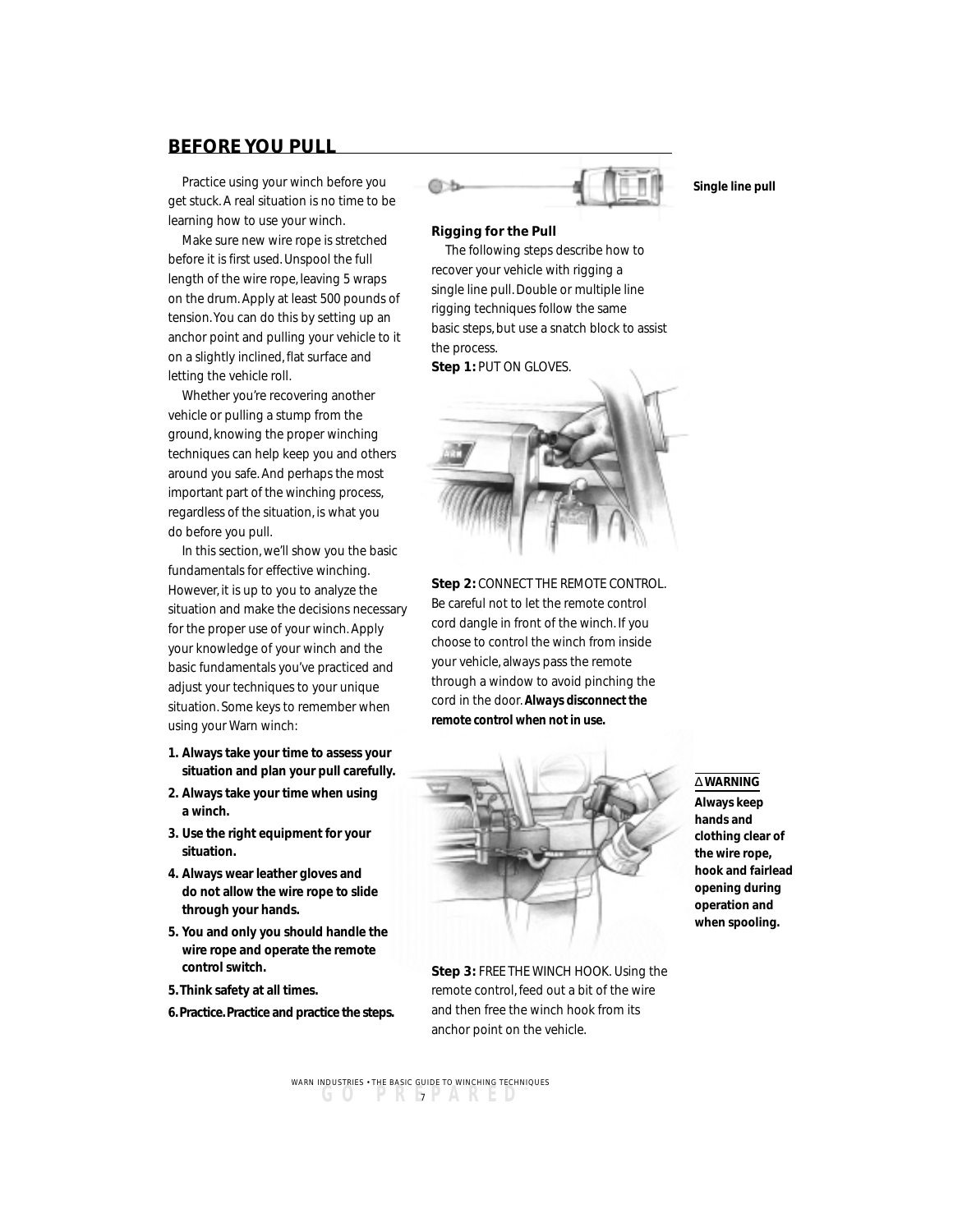## BEFORE YOU PULL

Practice using your winch before you get stuck. A real situation is no time to be learning how to use your winch.

Make sure new wire rope is stretched before it is first used. Unspool the full length of the wire rope, leaving 5 wraps on the drum. Apply at least 500 pounds of tension. You can do this by setting up an anchor point and pulling your vehicle to it on a slightly inclined, flat surface and letting the vehicle roll.

Whether you're recovering another vehicle or pulling a stump from the ground, knowing the proper winching techniques can help keep you and others around you safe. And perhaps the most important part of the winching process, regardless of the situation, is what you do before you pull.

In this section, we'll show you the basic fundamentals for effective winching. However, it is up to you to analyze the situation and make the decisions necessary for the proper use of your winch. Apply your knowledge of your winch and the basic fundamentals you've practiced and adjust your techniques to your unique situation. Some keys to remember when using your Warn winch:

1. **Always take your time to assess your situation and plan your pull carefully.**
2. **Always take your time when using a winch.**
3. **Use the right equipment for your situation.**
4. **Always wear leather gloves and do not allow the wire rope to slide through your hands.**
5. **You and only you should handle the wire rope and operate the remote control switch.**

5. **Think safety at all times.**

6. **Practice. Practice and practice the steps.**

**Single line pull**

**Rigging for the Pull**

The following steps describe how to recover your vehicle with rigging a single line pull. Double or multiple line rigging techniques follow the same basic steps, but use a snatch block to assist the process.

**Step 1:** PUT ON GLOVES.

**Step 2:** CONNECT THE REMOTE CONTROL. Be careful not to let the remote control cord dangle in front of the winch. If you choose to control the winch from inside your vehicle, always pass the remote through a window to avoid pinching the cord in the door. ***Always disconnect the remote control when not in use.***

**△ WARNING**
**Always keep hands and clothing clear of the wire rope, hook and fairlead opening during operation and when spooling.**

**Step 3:** FREE THE WINCH HOOK. Using the remote control, feed out a bit of the wire and then free the winch hook from its anchor point on the vehicle.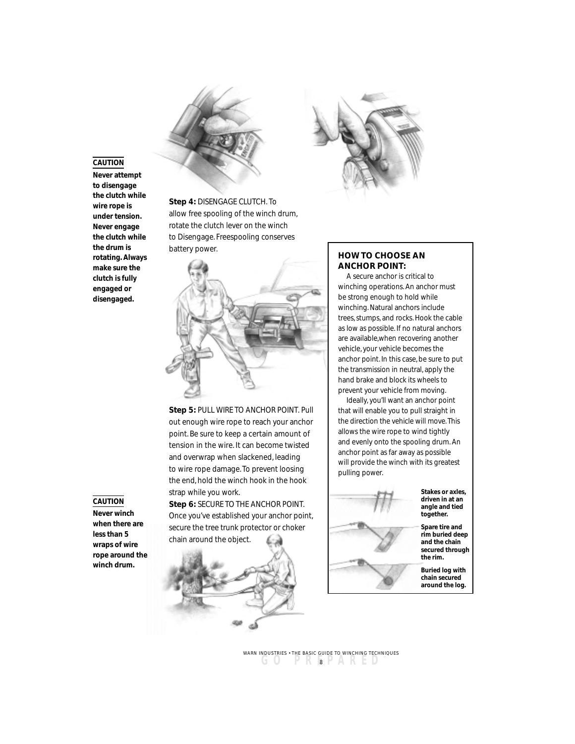**CAUTION**

**Never attempt to disengage the clutch while wire rope is under tension. Never engage the clutch while the drum is rotating. Always make sure the clutch is fully engaged or disengaged.**

**Step 4:** DISENGAGE CLUTCH. To allow free spooling of the winch drum, rotate the clutch lever on the winch to Disengage. Freespooling conserves battery power.

**Step 5:** PULL WIRE TO ANCHOR POINT. Pull out enough wire rope to reach your anchor point. Be sure to keep a certain amount of tension in the wire. It can become twisted and overwrap when slackened, leading to wire rope damage. To prevent loosing the end, hold the winch hook in the hook strap while you work.

**Step 6:** SECURE TO THE ANCHOR POINT. Once you've established your anchor point, secure the tree trunk protector or choker chain around the object.

**CAUTION**

**Never winch when there are less than 5 wraps of wire rope around the winch drum.**

## HOW TO CHOOSE AN ANCHOR POINT:

A secure anchor is critical to winching operations. An anchor must be strong enough to hold while winching. Natural anchors include trees, stumps, and rocks. Hook the cable as low as possible. If no natural anchors are available, when recovering another vehicle, your vehicle becomes the anchor point. In this case, be sure to put the transmission in neutral, apply the hand brake and block its wheels to prevent your vehicle from moving.

Ideally, you'll want an anchor point that will enable you to pull straight in the direction the vehicle will move. This allows the wire rope to wind tightly and evenly onto the spooling drum. An anchor point as far away as possible will provide the winch with its greatest pulling power.

**Stakes or axles, driven in at an angle and tied together.**

**Spare tire and rim buried deep and the chain secured through the rim.**

**Buried log with chain secured around the log.**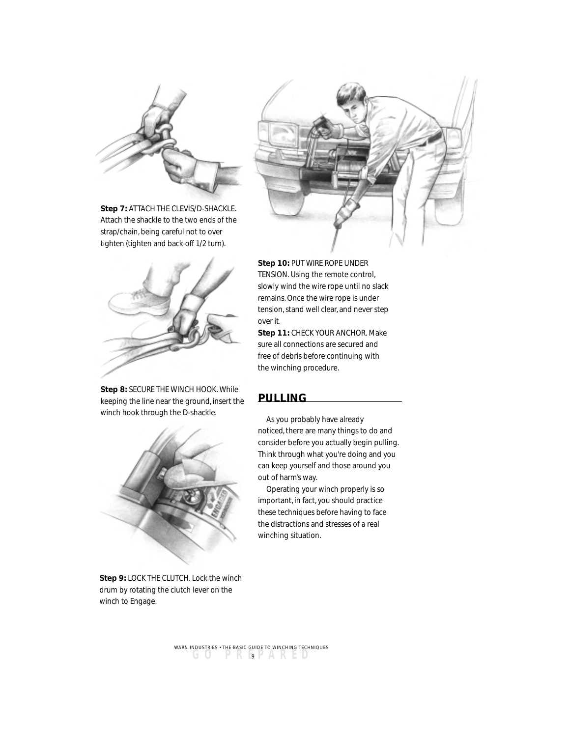**Step 7:** ATTACH THE CLEVIS/D-SHACKLE. Attach the shackle to the two ends of the strap/chain, being careful not to over tighten (tighten and back-off 1/2 turn).

**Step 8:** SECURE THE WINCH HOOK. While keeping the line near the ground, insert the winch hook through the D-shackle.

**Step 9:** LOCK THE CLUTCH. Lock the winch drum by rotating the clutch lever on the winch to Engage.

**Step 10:** PUT WIRE ROPE UNDER TENSION. Using the remote control, slowly wind the wire rope until no slack remains. Once the wire rope is under tension, stand well clear, and never step over it.

**Step 11:** CHECK YOUR ANCHOR. Make sure all connections are secured and free of debris before continuing with the winching procedure.

## PULLING

As you probably have already noticed, there are many things to do and consider before you actually begin pulling. Think through what you're doing and you can keep yourself and those around you out of harm's way.

Operating your winch properly is so important, in fact, you should practice these techniques before having to face the distractions and stresses of a real winching situation.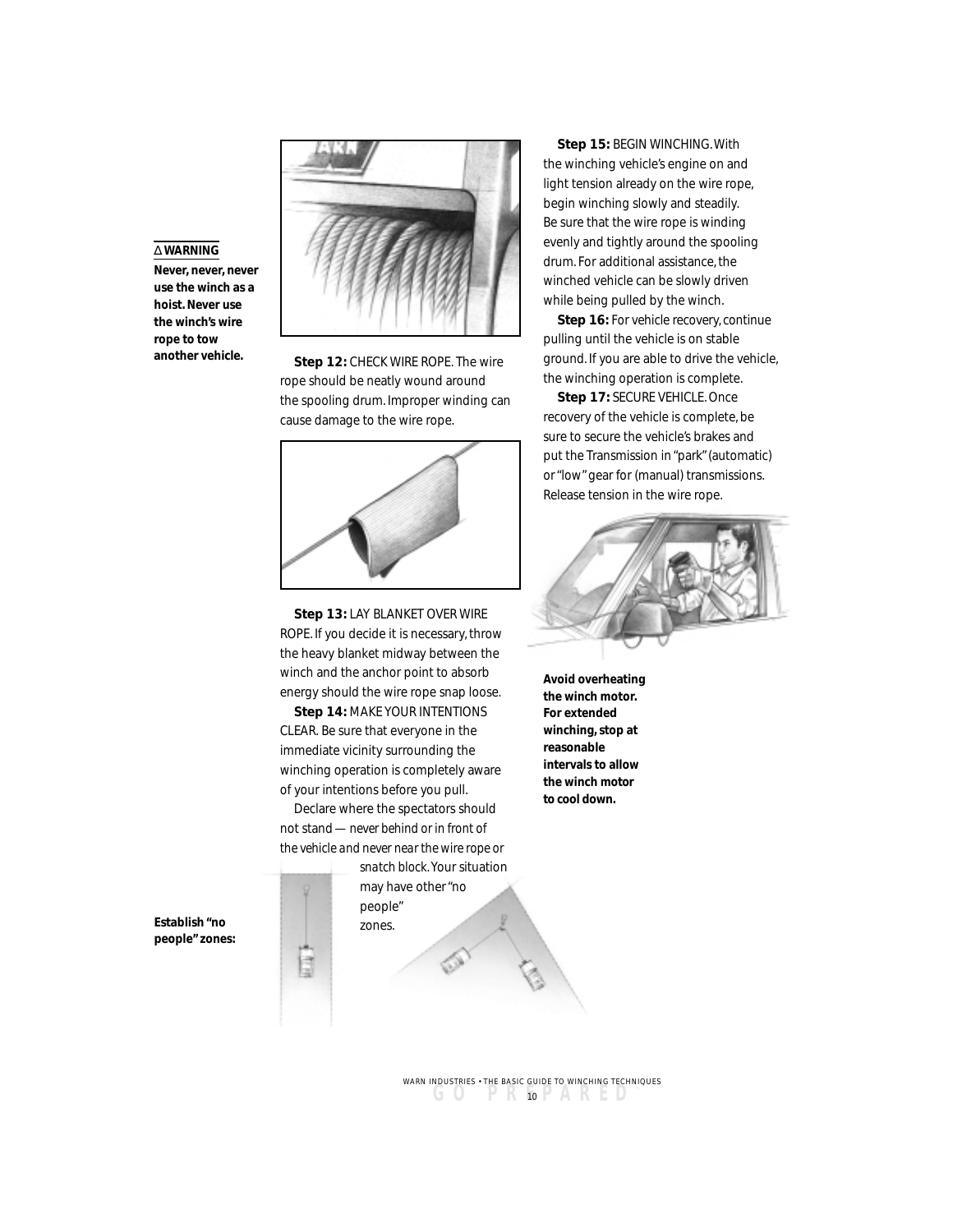**⚠ WARNING**

**Never, never, never use the winch as a hoist. Never use the winch's wire rope to tow another vehicle.**

**Step 12:** CHECK WIRE ROPE. The wire rope should be neatly wound around the spooling drum. Improper winding can cause damage to the wire rope.

**Step 13:** LAY BLANKET OVER WIRE ROPE. If you decide it is necessary, throw the heavy blanket midway between the winch and the anchor point to absorb energy should the wire rope snap loose.

**Step 14:** MAKE YOUR INTENTIONS CLEAR. Be sure that everyone in the immediate vicinity surrounding the winching operation is completely aware of your intentions before you pull.

Declare where the spectators should not stand — never behind or in front of the vehicle and never near the wire rope or snatch block. Your situation may have other "no people" zones.

**Establish "no people" zones:**

**Step 15:** BEGIN WINCHING. With the winching vehicle's engine on and light tension already on the wire rope, begin winching slowly and steadily. Be sure that the wire rope is winding evenly and tightly around the spooling drum. For additional assistance, the winched vehicle can be slowly driven while being pulled by the winch.

**Step 16:** For vehicle recovery, continue pulling until the vehicle is on stable ground. If you are able to drive the vehicle, the winching operation is complete.

**Step 17:** SECURE VEHICLE. Once recovery of the vehicle is complete, be sure to secure the vehicle's brakes and put the Transmission in "park" (automatic) or "low" gear for (manual) transmissions. Release tension in the wire rope.

**Avoid overheating the winch motor. For extended winching, stop at reasonable intervals to allow the winch motor to cool down.**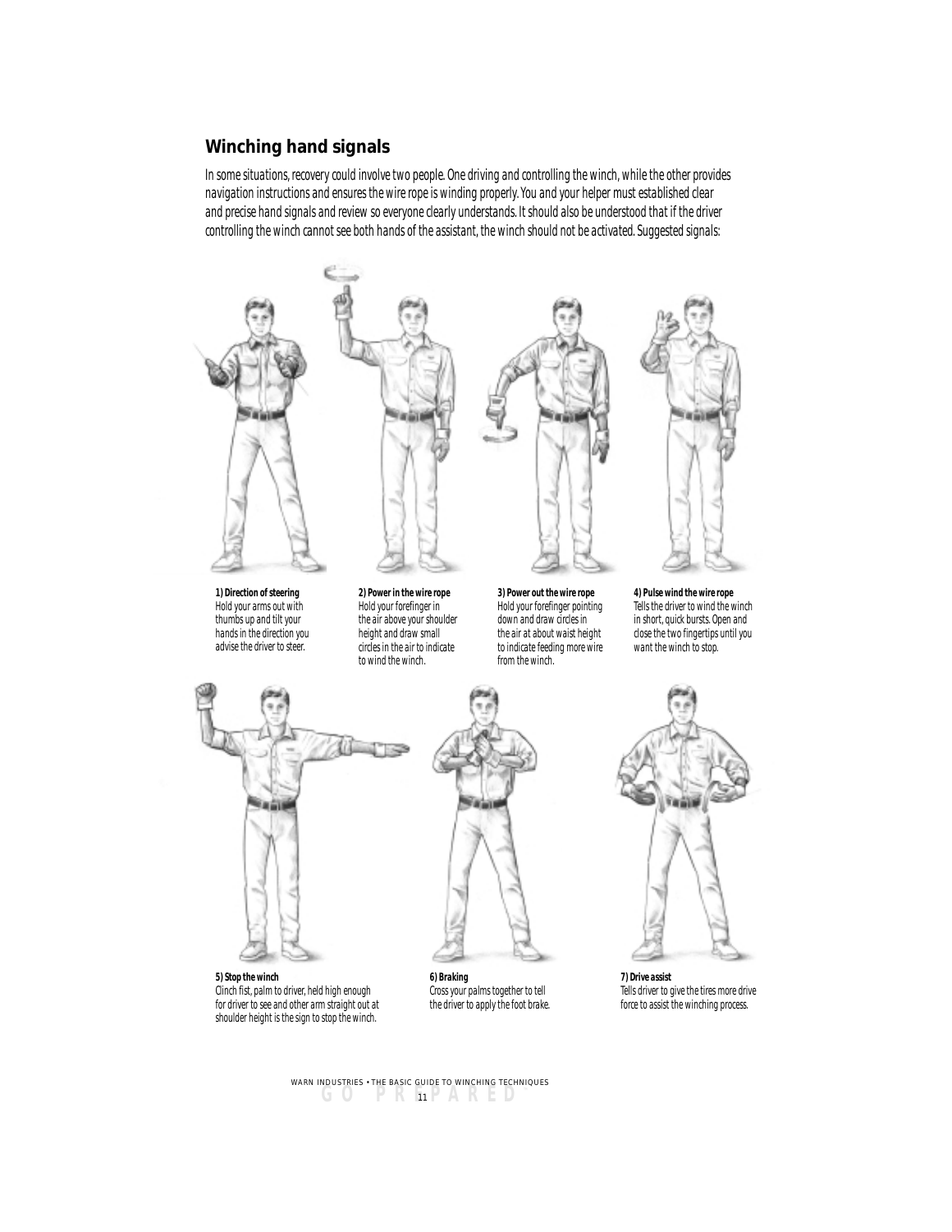## Winching hand signals

In some situations, recovery could involve two people. One driving and controlling the winch, while the other provides navigation instructions and ensures the wire rope is winding properly. You and your helper must established clear and precise hand signals and review so everyone clearly understands. It should also be understood that if the driver controlling the winch cannot see both hands of the assistant, the winch should not be activated. Suggested signals:

**1) Direction of steering**
Hold your arms out with thumbs up and tilt your hands in the direction you advise the driver to steer.

**2) Power in the wire rope**
Hold your forefinger in the air above your shoulder height and draw small circles in the air to indicate to wind the winch.

**3) Power out the wire rope**
Hold your forefinger pointing down and draw circles in the air at about waist height to indicate feeding more wire from the winch.

**4) Pulse wind the wire rope**
Tells the driver to wind the winch in short, quick bursts. Open and close the two fingertips until you want the winch to stop.

**5) Stop the winch**
Clinch fist, palm to driver, held high enough for driver to see and other arm straight out at shoulder height is the sign to stop the winch.

**6) Braking**
Cross your palms together to tell the driver to apply the foot brake.

**7) Drive assist**
Tells driver to give the tires more drive force to assist the winching process.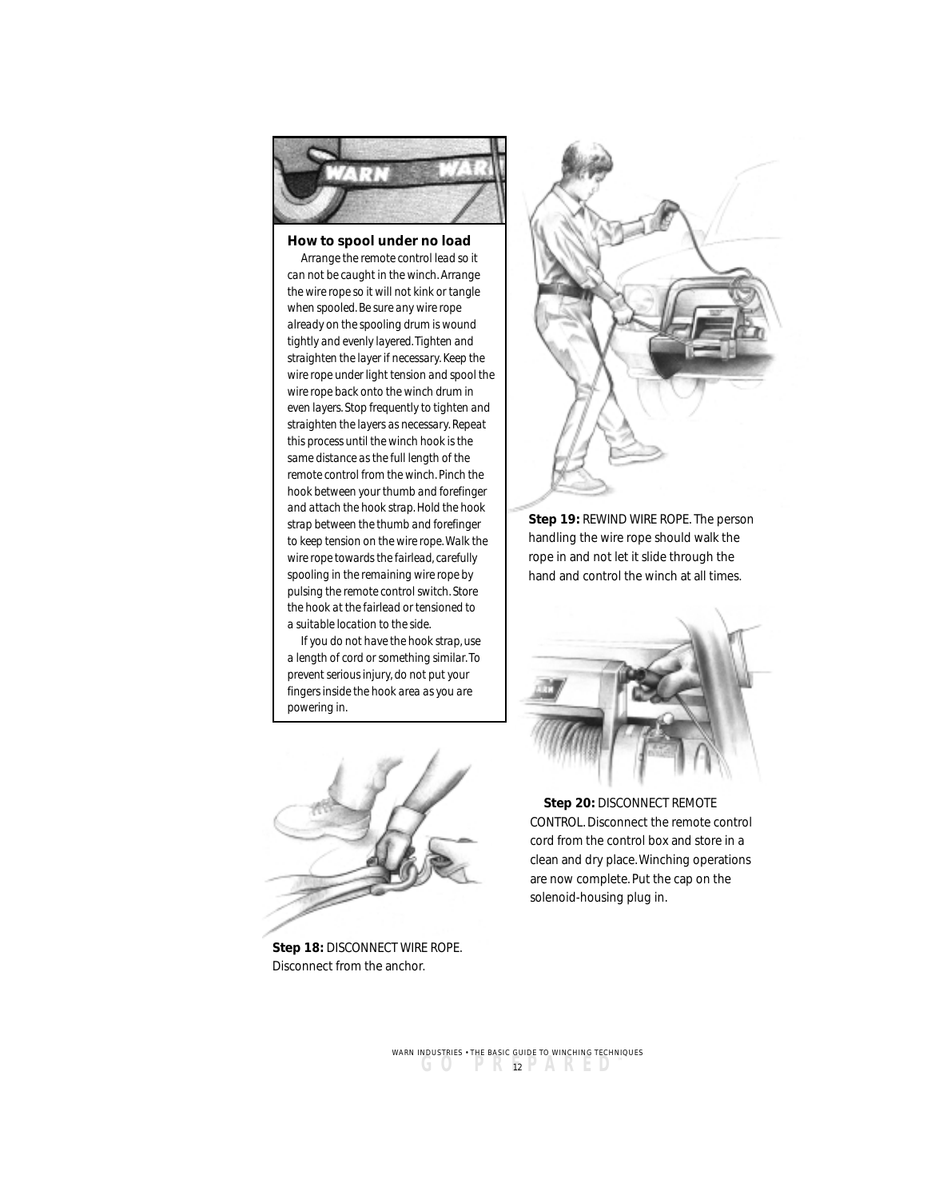### How to spool under no load

*Arrange the remote control lead so it can not be caught in the winch. Arrange the wire rope so it will not kink or tangle when spooled. Be sure any wire rope already on the spooling drum is wound tightly and evenly layered. Tighten and straighten the layer if necessary. Keep the wire rope under light tension and spool the wire rope back onto the winch drum in even layers. Stop frequently to tighten and straighten the layers as necessary. Repeat this process until the winch hook is the same distance as the full length of the remote control from the winch. Pinch the hook between your thumb and forefinger and attach the hook strap. Hold the hook strap between the thumb and forefinger to keep tension on the wire rope. Walk the wire rope towards the fairlead, carefully spooling in the remaining wire rope by pulsing the remote control switch. Store the hook at the fairlead or tensioned to a suitable location to the side.*

*If you do not have the hook strap, use a length of cord or something similar. To prevent serious injury, do not put your fingers inside the hook area as you are powering in.*

**Step 18:** DISCONNECT WIRE ROPE. Disconnect from the anchor.

**Step 19:** REWIND WIRE ROPE. The person handling the wire rope should walk the rope in and not let it slide through the hand and control the winch at all times.

**Step 20:** DISCONNECT REMOTE CONTROL. Disconnect the remote control cord from the control box and store in a clean and dry place. Winching operations are now complete. Put the cap on the solenoid-housing plug in.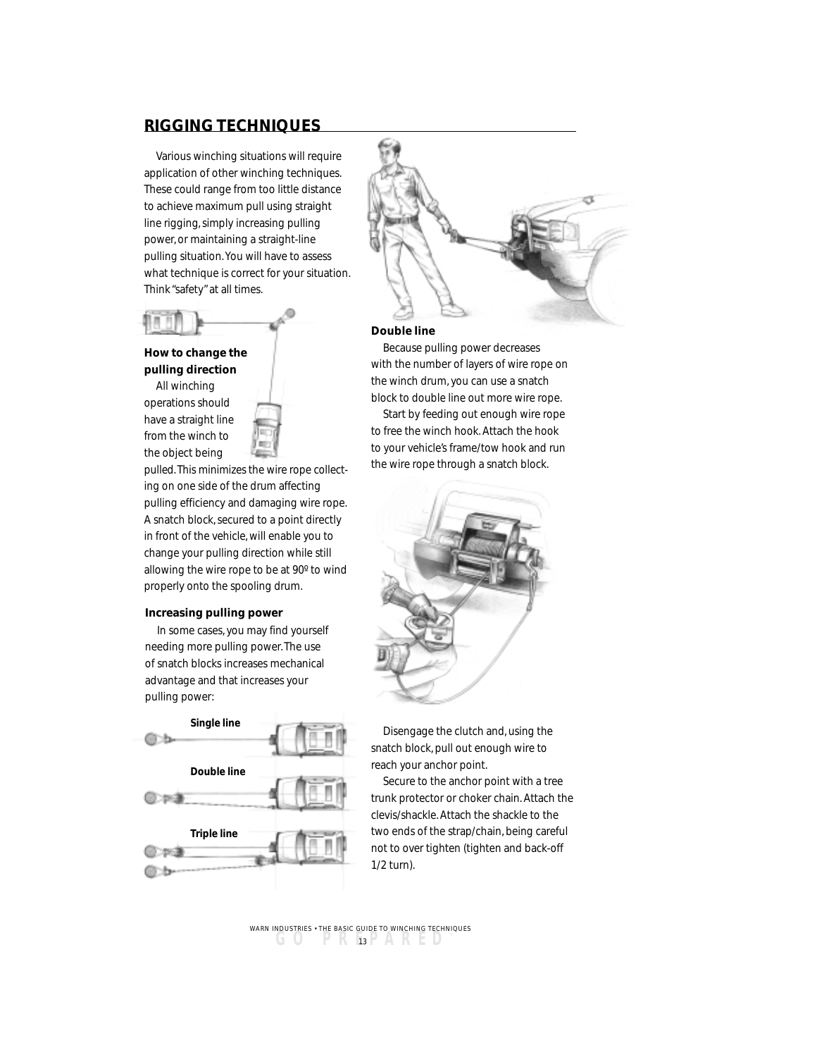## RIGGING TECHNIQUES

Various winching situations will require application of other winching techniques. These could range from too little distance to achieve maximum pull using straight line rigging, simply increasing pulling power, or maintaining a straight-line pulling situation. You will have to assess what technique is correct for your situation. Think "safety" at all times.

### How to change the pulling direction

All winching operations should have a straight line from the winch to the object being pulled. This minimizes the wire rope collecting on one side of the drum affecting pulling efficiency and damaging wire rope. A snatch block, secured to a point directly in front of the vehicle, will enable you to change your pulling direction while still allowing the wire rope to be at 90º to wind properly onto the spooling drum.

### Increasing pulling power

In some cases, you may find yourself needing more pulling power. The use of snatch blocks increases mechanical advantage and that increases your pulling power:

**Single line**

**Double line**

**Triple line**

### Double line

Because pulling power decreases with the number of layers of wire rope on the winch drum, you can use a snatch block to double line out more wire rope.

Start by feeding out enough wire rope to free the winch hook. Attach the hook to your vehicle's frame/tow hook and run the wire rope through a snatch block.

Disengage the clutch and, using the snatch block, pull out enough wire to reach your anchor point.

Secure to the anchor point with a tree trunk protector or choker chain. Attach the clevis/shackle. Attach the shackle to the two ends of the strap/chain, being careful not to over tighten (tighten and back-off 1/2 turn).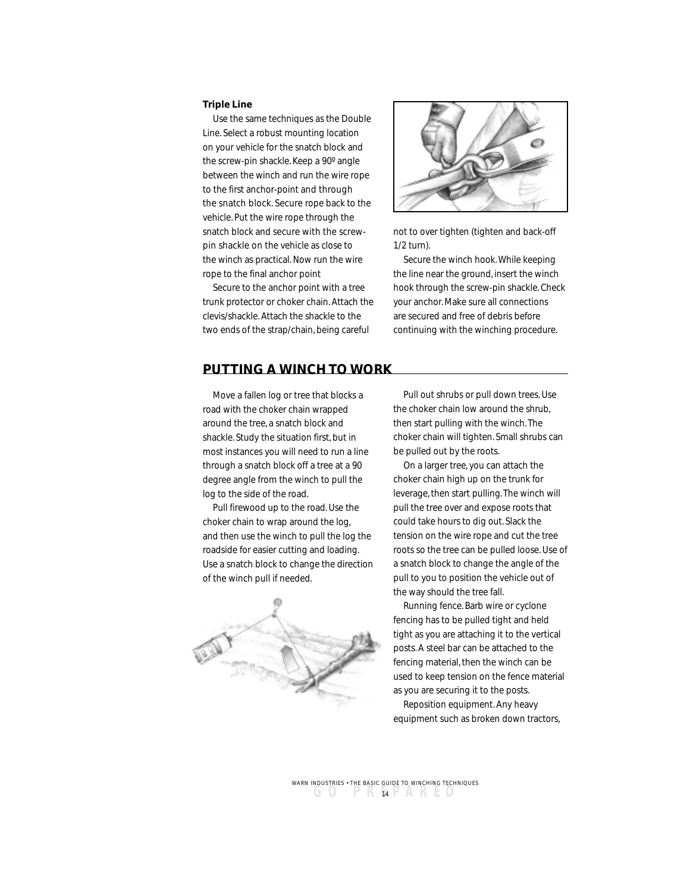**Triple Line**

Use the same techniques as the Double Line. Select a robust mounting location on your vehicle for the snatch block and the screw-pin shackle. Keep a 90º angle between the winch and run the wire rope to the first anchor-point and through the snatch block. Secure rope back to the vehicle. Put the wire rope through the snatch block and secure with the screw-pin shackle on the vehicle as close to the winch as practical. Now run the wire rope to the final anchor point

Secure to the anchor point with a tree trunk protector or choker chain. Attach the clevis/shackle. Attach the shackle to the two ends of the strap/chain, being careful not to over tighten (tighten and back-off 1/2 turn).

Secure the winch hook. While keeping the line near the ground, insert the winch hook through the screw-pin shackle. Check your anchor. Make sure all connections are secured and free of debris before continuing with the winching procedure.

## PUTTING A WINCH TO WORK

Move a fallen log or tree that blocks a road with the choker chain wrapped around the tree, a snatch block and shackle. Study the situation first, but in most instances you will need to run a line through a snatch block off a tree at a 90 degree angle from the winch to pull the log to the side of the road.

Pull firewood up to the road. Use the choker chain to wrap around the log, and then use the winch to pull the log the roadside for easier cutting and loading. Use a snatch block to change the direction of the winch pull if needed.

Pull out shrubs or pull down trees. Use the choker chain low around the shrub, then start pulling with the winch. The choker chain will tighten. Small shrubs can be pulled out by the roots.

On a larger tree, you can attach the choker chain high up on the trunk for leverage, then start pulling. The winch will pull the tree over and expose roots that could take hours to dig out. Slack the tension on the wire rope and cut the tree roots so the tree can be pulled loose. Use of a snatch block to change the angle of the pull to you to position the vehicle out of the way should the tree fall.

Running fence. Barb wire or cyclone fencing has to be pulled tight and held tight as you are attaching it to the vertical posts. A steel bar can be attached to the fencing material, then the winch can be used to keep tension on the fence material as you are securing it to the posts.

Reposition equipment. Any heavy equipment such as broken down tractors,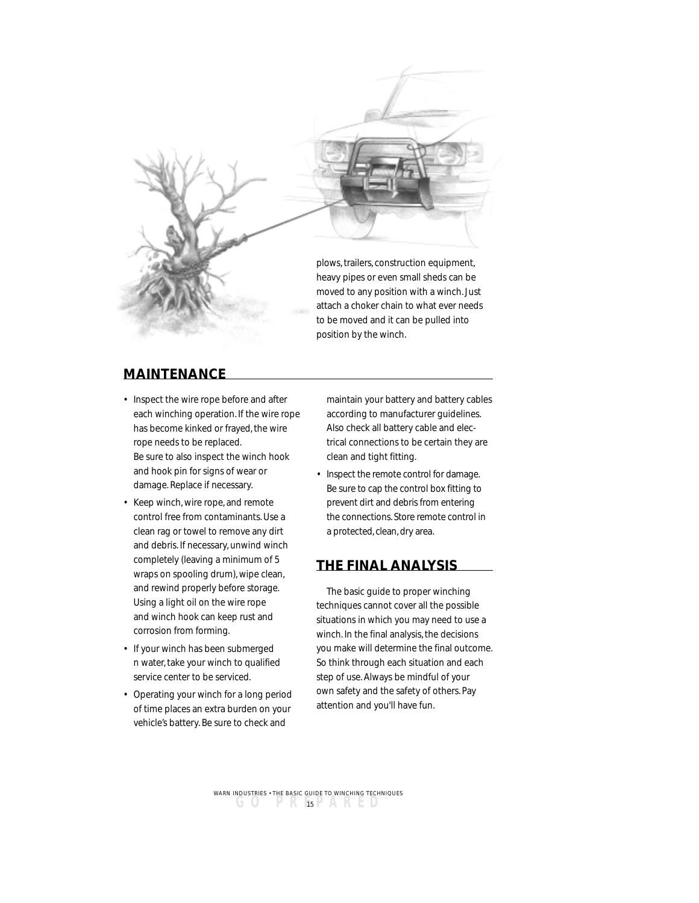plows, trailers, construction equipment, heavy pipes or even small sheds can be moved to any position with a winch. Just attach a choker chain to what ever needs to be moved and it can be pulled into position by the winch.

## MAINTENANCE

- Inspect the wire rope before and after each winching operation. If the wire rope has become kinked or frayed, the wire rope needs to be replaced. Be sure to also inspect the winch hook and hook pin for signs of wear or damage. Replace if necessary.
- Keep winch, wire rope, and remote control free from contaminants. Use a clean rag or towel to remove any dirt and debris. If necessary, unwind winch completely (leaving a minimum of 5 wraps on spooling drum), wipe clean, and rewind properly before storage. Using a light oil on the wire rope and winch hook can keep rust and corrosion from forming.
- If your winch has been submerged n water, take your winch to qualified service center to be serviced.
- Operating your winch for a long period of time places an extra burden on your vehicle's battery. Be sure to check and maintain your battery and battery cables according to manufacturer guidelines. Also check all battery cable and electrical connections to be certain they are clean and tight fitting.
- Inspect the remote control for damage. Be sure to cap the control box fitting to prevent dirt and debris from entering the connections. Store remote control in a protected, clean, dry area.

## THE FINAL ANALYSIS

The basic guide to proper winching techniques cannot cover all the possible situations in which you may need to use a winch. In the final analysis, the decisions you make will determine the final outcome. So think through each situation and each step of use. Always be mindful of your own safety and the safety of others. Pay attention and you'll have fun.